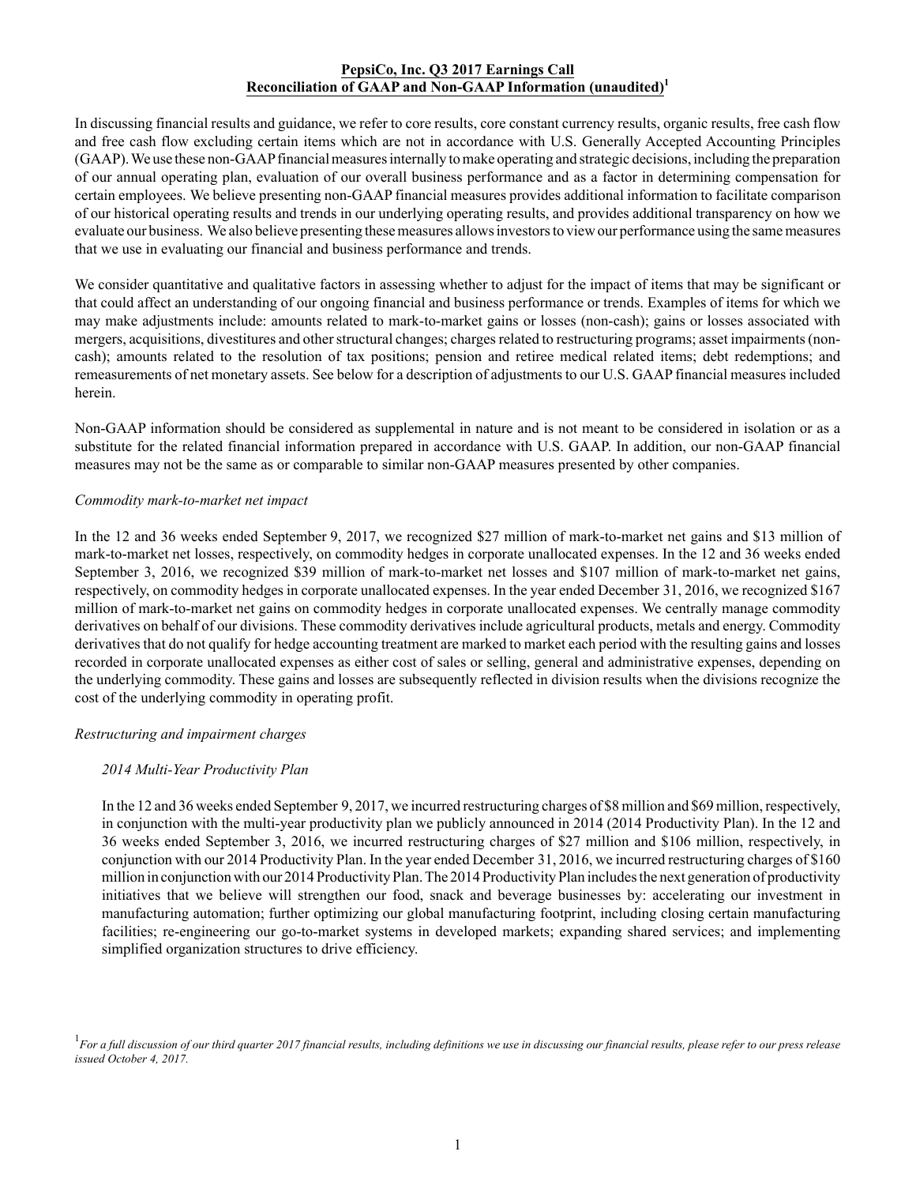**PepsiCo, Inc. Q3 2017 Earnings Call**
**Reconciliation of GAAP and Non-GAAP Information (unaudited)[1]**

In discussing financial results and guidance, we refer to core results, core constant currency results, organic results, free cash flow and free cash flow excluding certain items which are not in accordance with U.S. Generally Accepted Accounting Principles (GAAP). We use these non-GAAP financial measures internally to make operating and strategic decisions, including the preparation of our annual operating plan, evaluation of our overall business performance and as a factor in determining compensation for certain employees. We believe presenting non-GAAP financial measures provides additional information to facilitate comparison of our historical operating results and trends in our underlying operating results, and provides additional transparency on how we evaluate our business. We also believe presenting these measures allows investors to view our performance using the same measures that we use in evaluating our financial and business performance and trends.

We consider quantitative and qualitative factors in assessing whether to adjust for the impact of items that may be significant or that could affect an understanding of our ongoing financial and business performance or trends. Examples of items for which we may make adjustments include: amounts related to mark-to-market gains or losses (non-cash); gains or losses associated with mergers, acquisitions, divestitures and other structural changes; charges related to restructuring programs; asset impairments (non-cash); amounts related to the resolution of tax positions; pension and retiree medical related items; debt redemptions; and remeasurements of net monetary assets. See below for a description of adjustments to our U.S. GAAP financial measures included herein.

Non-GAAP information should be considered as supplemental in nature and is not meant to be considered in isolation or as a substitute for the related financial information prepared in accordance with U.S. GAAP. In addition, our non-GAAP financial measures may not be the same as or comparable to similar non-GAAP measures presented by other companies.

*Commodity mark-to-market net impact*

In the 12 and 36 weeks ended September 9, 2017, we recognized $27 million of mark-to-market net gains and $13 million of mark-to-market net losses, respectively, on commodity hedges in corporate unallocated expenses. In the 12 and 36 weeks ended September 3, 2016, we recognized $39 million of mark-to-market net losses and $107 million of mark-to-market net gains, respectively, on commodity hedges in corporate unallocated expenses. In the year ended December 31, 2016, we recognized $167 million of mark-to-market net gains on commodity hedges in corporate unallocated expenses. We centrally manage commodity derivatives on behalf of our divisions. These commodity derivatives include agricultural products, metals and energy. Commodity derivatives that do not qualify for hedge accounting treatment are marked to market each period with the resulting gains and losses recorded in corporate unallocated expenses as either cost of sales or selling, general and administrative expenses, depending on the underlying commodity. These gains and losses are subsequently reflected in division results when the divisions recognize the cost of the underlying commodity in operating profit.

*Restructuring and impairment charges*

*2014 Multi-Year Productivity Plan*

In the 12 and 36 weeks ended September 9, 2017, we incurred restructuring charges of $8 million and $69 million, respectively, in conjunction with the multi-year productivity plan we publicly announced in 2014 (2014 Productivity Plan). In the 12 and 36 weeks ended September 3, 2016, we incurred restructuring charges of $27 million and $106 million, respectively, in conjunction with our 2014 Productivity Plan. In the year ended December 31, 2016, we incurred restructuring charges of $160 million in conjunction with our 2014 Productivity Plan. The 2014 Productivity Plan includes the next generation of productivity initiatives that we believe will strengthen our food, snack and beverage businesses by: accelerating our investment in manufacturing automation; further optimizing our global manufacturing footprint, including closing certain manufacturing facilities; re-engineering our go-to-market systems in developed markets; expanding shared services; and implementing simplified organization structures to drive efficiency.

[1] *For a full discussion of our third quarter 2017 financial results, including definitions we use in discussing our financial results, please refer to our press release issued October 4, 2017.*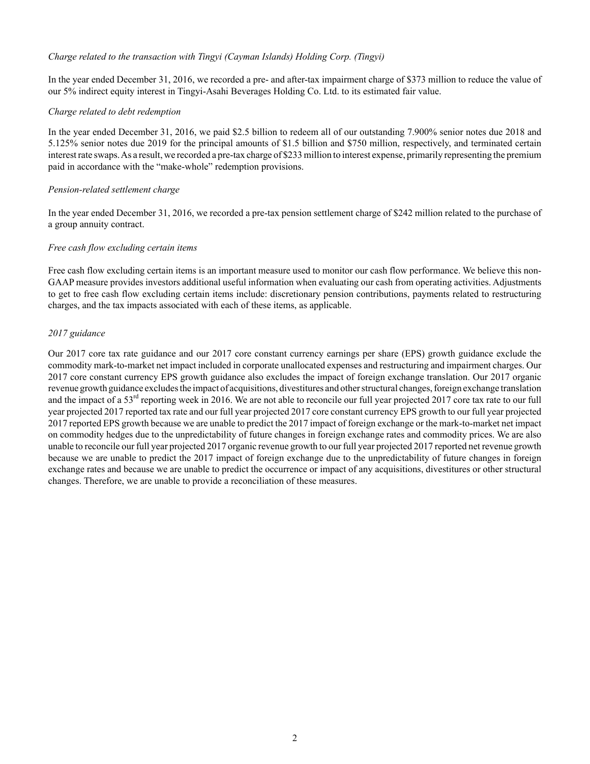*Charge related to the transaction with Tingyi (Cayman Islands) Holding Corp. (Tingyi)*

In the year ended December 31, 2016, we recorded a pre- and after-tax impairment charge of $373 million to reduce the value of our 5% indirect equity interest in Tingyi-Asahi Beverages Holding Co. Ltd. to its estimated fair value.

*Charge related to debt redemption*

In the year ended December 31, 2016, we paid $2.5 billion to redeem all of our outstanding 7.900% senior notes due 2018 and 5.125% senior notes due 2019 for the principal amounts of $1.5 billion and $750 million, respectively, and terminated certain interest rate swaps. As a result, we recorded a pre-tax charge of $233 million to interest expense, primarily representing the premium paid in accordance with the "make-whole" redemption provisions.

*Pension-related settlement charge*

In the year ended December 31, 2016, we recorded a pre-tax pension settlement charge of $242 million related to the purchase of a group annuity contract.

*Free cash flow excluding certain items*

Free cash flow excluding certain items is an important measure used to monitor our cash flow performance. We believe this non-GAAP measure provides investors additional useful information when evaluating our cash from operating activities. Adjustments to get to free cash flow excluding certain items include: discretionary pension contributions, payments related to restructuring charges, and the tax impacts associated with each of these items, as applicable.

*2017 guidance*

Our 2017 core tax rate guidance and our 2017 core constant currency earnings per share (EPS) growth guidance exclude the commodity mark-to-market net impact included in corporate unallocated expenses and restructuring and impairment charges. Our 2017 core constant currency EPS growth guidance also excludes the impact of foreign exchange translation. Our 2017 organic revenue growth guidance excludes the impact of acquisitions, divestitures and other structural changes, foreign exchange translation and the impact of a 53rd reporting week in 2016. We are not able to reconcile our full year projected 2017 core tax rate to our full year projected 2017 reported tax rate and our full year projected 2017 core constant currency EPS growth to our full year projected 2017 reported EPS growth because we are unable to predict the 2017 impact of foreign exchange or the mark-to-market net impact on commodity hedges due to the unpredictability of future changes in foreign exchange rates and commodity prices. We are also unable to reconcile our full year projected 2017 organic revenue growth to our full year projected 2017 reported net revenue growth because we are unable to predict the 2017 impact of foreign exchange due to the unpredictability of future changes in foreign exchange rates and because we are unable to predict the occurrence or impact of any acquisitions, divestitures or other structural changes. Therefore, we are unable to provide a reconciliation of these measures.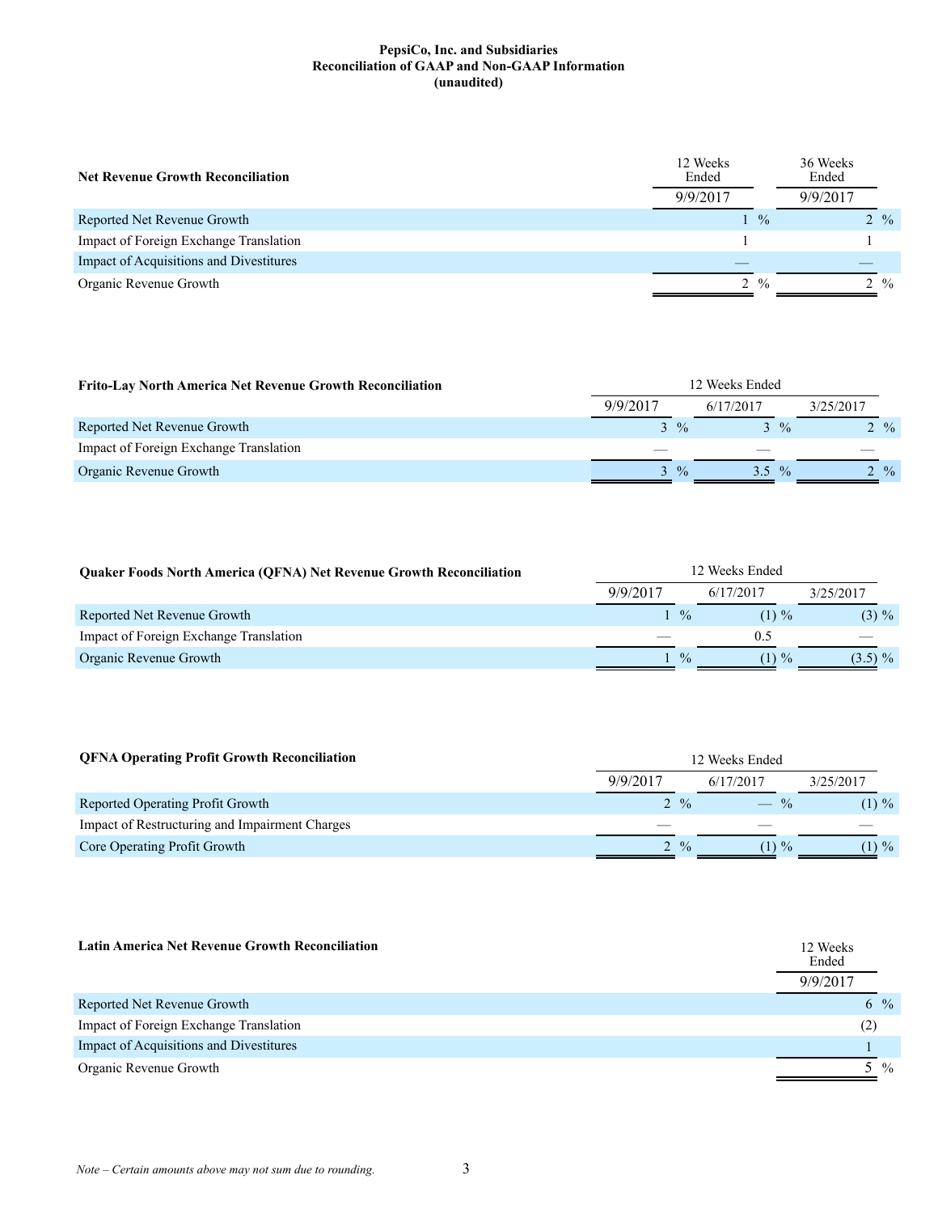**PepsiCo, Inc. and Subsidiaries**
**Reconciliation of GAAP and Non-GAAP Information**
**(unaudited)**

| Net Revenue Growth Reconciliation | 12 Weeks Ended | 36 Weeks Ended |
|---|---|---|
| | 9/9/2017 | 9/9/2017 |
| Reported Net Revenue Growth | 1 % | 2 % |
| Impact of Foreign Exchange Translation | 1 | 1 |
| Impact of Acquisitions and Divestitures | — | — |
| Organic Revenue Growth | 2 % | 2 % |

| Frito-Lay North America Net Revenue Growth Reconciliation | 12 Weeks Ended | | |
|---|---|---|---|
| | 9/9/2017 | 6/17/2017 | 3/25/2017 |
| Reported Net Revenue Growth | 3 % | 3 % | 2 % |
| Impact of Foreign Exchange Translation | — | — | — |
| Organic Revenue Growth | 3 % | 3.5 % | 2 % |

| Quaker Foods North America (QFNA) Net Revenue Growth Reconciliation | 12 Weeks Ended | | |
|---|---|---|---|
| | 9/9/2017 | 6/17/2017 | 3/25/2017 |
| Reported Net Revenue Growth | 1 % | (1) % | (3) % |
| Impact of Foreign Exchange Translation | — | 0.5 | — |
| Organic Revenue Growth | 1 % | (1) % | (3.5) % |

| QFNA Operating Profit Growth Reconciliation | 12 Weeks Ended | | |
|---|---|---|---|
| | 9/9/2017 | 6/17/2017 | 3/25/2017 |
| Reported Operating Profit Growth | 2 % | — % | (1) % |
| Impact of Restructuring and Impairment Charges | — | — | — |
| Core Operating Profit Growth | 2 % | (1) % | (1) % |

| Latin America Net Revenue Growth Reconciliation | 12 Weeks Ended |
|---|---|
| | 9/9/2017 |
| Reported Net Revenue Growth | 6 % |
| Impact of Foreign Exchange Translation | (2) |
| Impact of Acquisitions and Divestitures | 1 |
| Organic Revenue Growth | 5 % |

*Note – Certain amounts above may not sum due to rounding.*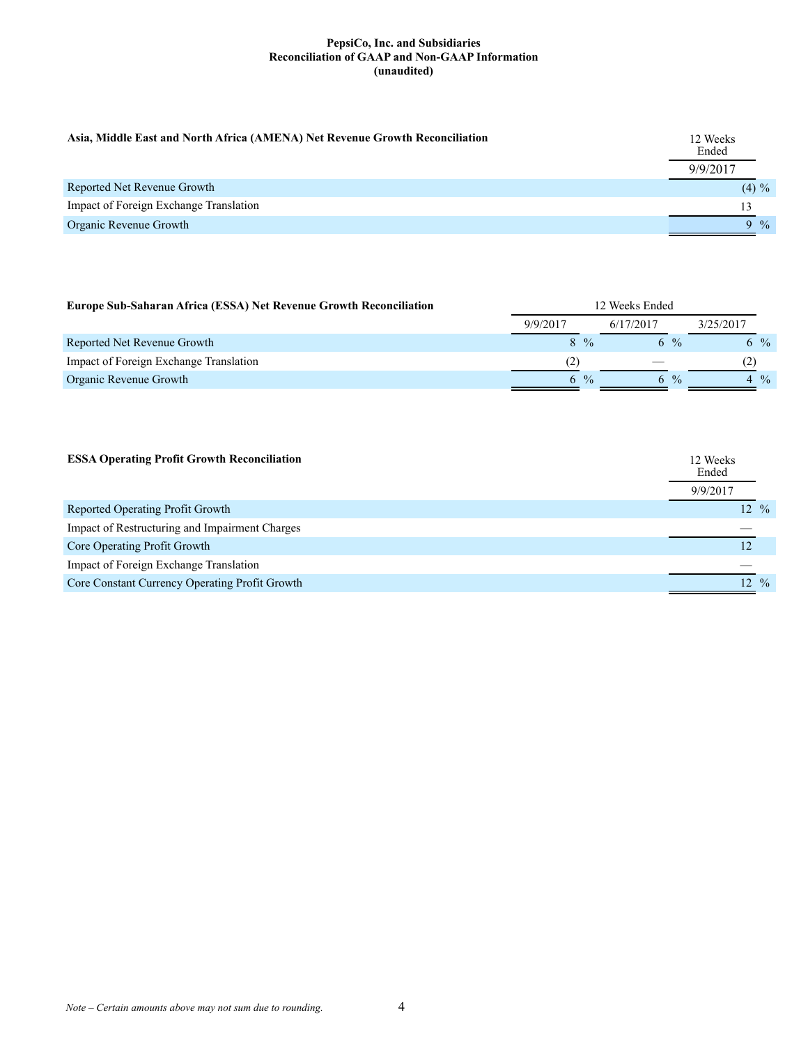**PepsiCo, Inc. and Subsidiaries**
**Reconciliation of GAAP and Non-GAAP Information**
**(unaudited)**

| **Asia, Middle East and North Africa (AMENA) Net Revenue Growth Reconciliation** | 12 Weeks Ended |
|---|---|
| | 9/9/2017 |
| Reported Net Revenue Growth | (4) % |
| Impact of Foreign Exchange Translation | 13 |
| Organic Revenue Growth | 9 % |

| **Europe Sub-Saharan Africa (ESSA) Net Revenue Growth Reconciliation** | 12 Weeks Ended | | |
|---|---|---|---|
| | 9/9/2017 | 6/17/2017 | 3/25/2017 |
| Reported Net Revenue Growth | 8 % | 6 % | 6 % |
| Impact of Foreign Exchange Translation | (2) | — | (2) |
| Organic Revenue Growth | 6 % | 6 % | 4 % |

| **ESSA Operating Profit Growth Reconciliation** | 12 Weeks Ended |
|---|---|
| | 9/9/2017 |
| Reported Operating Profit Growth | 12 % |
| Impact of Restructuring and Impairment Charges | — |
| Core Operating Profit Growth | 12 |
| Impact of Foreign Exchange Translation | — |
| Core Constant Currency Operating Profit Growth | 12 % |

*Note – Certain amounts above may not sum due to rounding.*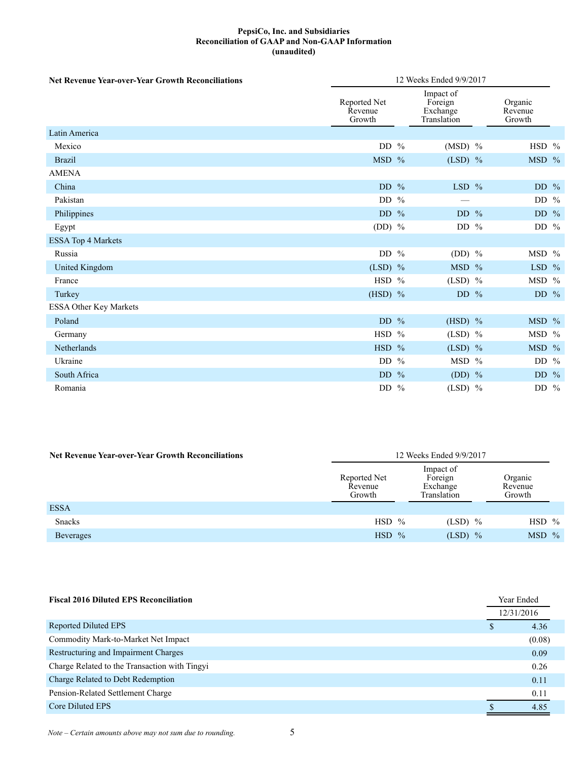**PepsiCo, Inc. and Subsidiaries**
**Reconciliation of GAAP and Non-GAAP Information**
**(unaudited)**

| **Net Revenue Year-over-Year Growth Reconciliations** | 12 Weeks Ended 9/9/2017 | | |
|---|---|---|---|
| | Reported Net Revenue Growth | Impact of Foreign Exchange Translation | Organic Revenue Growth |
| Latin America | | | |
| Mexico | DD % | (MSD) % | HSD % |
| Brazil | MSD % | (LSD) % | MSD % |
| AMENA | | | |
| China | DD % | LSD % | DD % |
| Pakistan | DD % | — | DD % |
| Philippines | DD % | DD % | DD % |
| Egypt | (DD) % | DD % | DD % |
| ESSA Top 4 Markets | | | |
| Russia | DD % | (DD) % | MSD % |
| United Kingdom | (LSD) % | MSD % | LSD % |
| France | HSD % | (LSD) % | MSD % |
| Turkey | (HSD) % | DD % | DD % |
| ESSA Other Key Markets | | | |
| Poland | DD % | (HSD) % | MSD % |
| Germany | HSD % | (LSD) % | MSD % |
| Netherlands | HSD % | (LSD) % | MSD % |
| Ukraine | DD % | MSD % | DD % |
| South Africa | DD % | (DD) % | DD % |
| Romania | DD % | (LSD) % | DD % |

| **Net Revenue Year-over-Year Growth Reconciliations** | 12 Weeks Ended 9/9/2017 | | |
|---|---|---|---|
| | Reported Net Revenue Growth | Impact of Foreign Exchange Translation | Organic Revenue Growth |
| ESSA | | | |
| Snacks | HSD % | (LSD) % | HSD % |
| Beverages | HSD % | (LSD) % | MSD % |

| **Fiscal 2016 Diluted EPS Reconciliation** | Year Ended |
|---|---|
| | 12/31/2016 |
| Reported Diluted EPS | $ 4.36 |
| Commodity Mark-to-Market Net Impact | (0.08) |
| Restructuring and Impairment Charges | 0.09 |
| Charge Related to the Transaction with Tingyi | 0.26 |
| Charge Related to Debt Redemption | 0.11 |
| Pension-Related Settlement Charge | 0.11 |
| Core Diluted EPS | $ 4.85 |

*Note – Certain amounts above may not sum due to rounding.*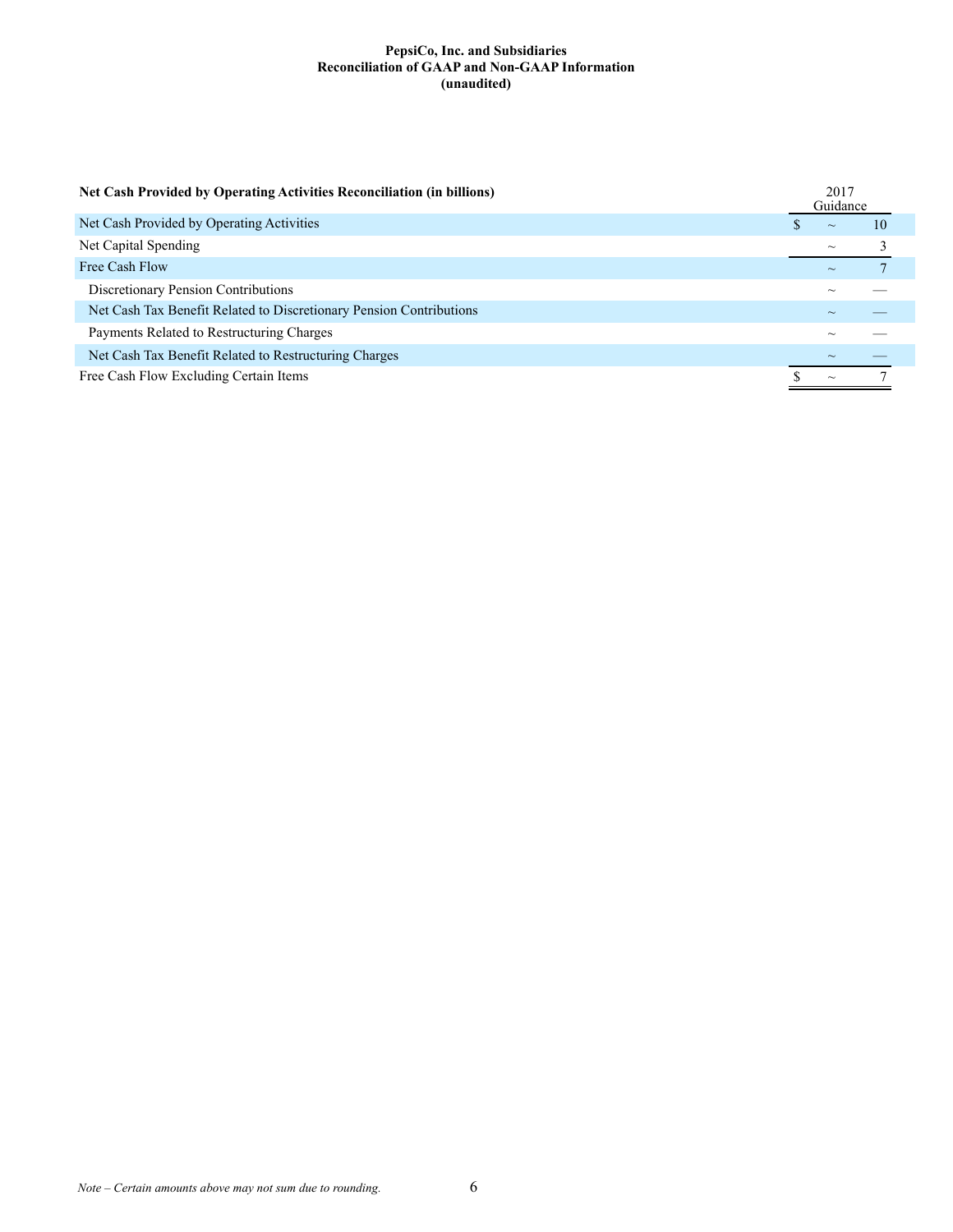**PepsiCo, Inc. and Subsidiaries**
**Reconciliation of GAAP and Non-GAAP Information**
**(unaudited)**

| **Net Cash Provided by Operating Activities Reconciliation (in billions)** | 2017 Guidance |
|---|---|
| Net Cash Provided by Operating Activities | $ ~ 10 |
| Net Capital Spending | ~ 3 |
| Free Cash Flow | ~ 7 |
| Discretionary Pension Contributions | ~ — |
| Net Cash Tax Benefit Related to Discretionary Pension Contributions | ~ — |
| Payments Related to Restructuring Charges | ~ — |
| Net Cash Tax Benefit Related to Restructuring Charges | ~ — |
| Free Cash Flow Excluding Certain Items | $ ~ 7 |

*Note – Certain amounts above may not sum due to rounding.*